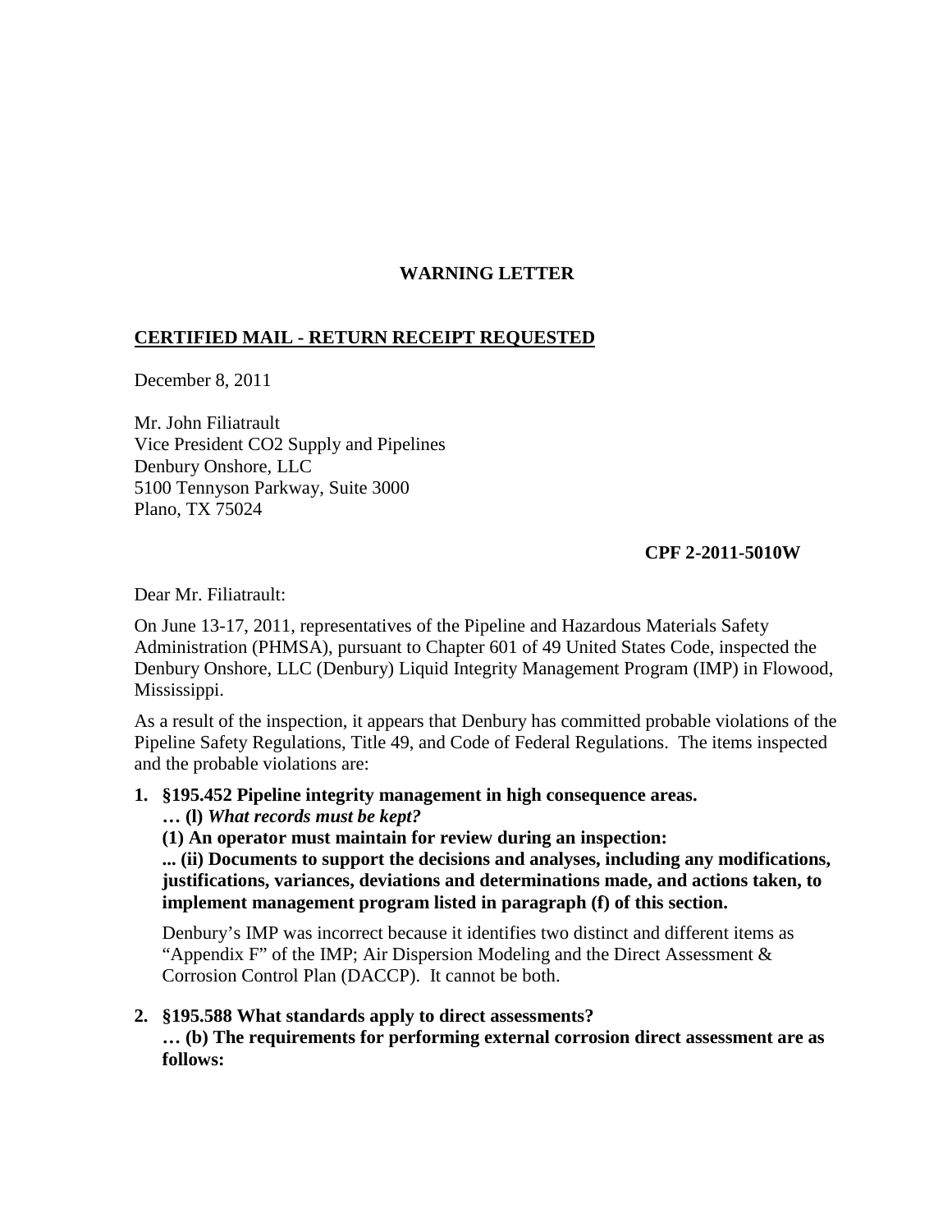**WARNING LETTER**

**CERTIFIED MAIL - RETURN RECEIPT REQUESTED**

December 8, 2011

Mr. John Filiatrault
Vice President CO2 Supply and Pipelines
Denbury Onshore, LLC
5100 Tennyson Parkway, Suite 3000
Plano, TX 75024

**CPF 2-2011-5010W**

Dear Mr. Filiatrault:

On June 13-17, 2011, representatives of the Pipeline and Hazardous Materials Safety Administration (PHMSA), pursuant to Chapter 601 of 49 United States Code, inspected the Denbury Onshore, LLC (Denbury) Liquid Integrity Management Program (IMP) in Flowood, Mississippi.

As a result of the inspection, it appears that Denbury has committed probable violations of the Pipeline Safety Regulations, Title 49, and Code of Federal Regulations. The items inspected and the probable violations are:

1. **§195.452 Pipeline integrity management in high consequence areas.**
   **… (l)** ***What records must be kept?***
   **(1) An operator must maintain for review during an inspection:**
   **... (ii) Documents to support the decisions and analyses, including any modifications, justifications, variances, deviations and determinations made, and actions taken, to implement management program listed in paragraph (f) of this section.**

   Denbury's IMP was incorrect because it identifies two distinct and different items as "Appendix F" of the IMP; Air Dispersion Modeling and the Direct Assessment & Corrosion Control Plan (DACCP). It cannot be both.

2. **§195.588 What standards apply to direct assessments?**
   **… (b) The requirements for performing external corrosion direct assessment are as follows:**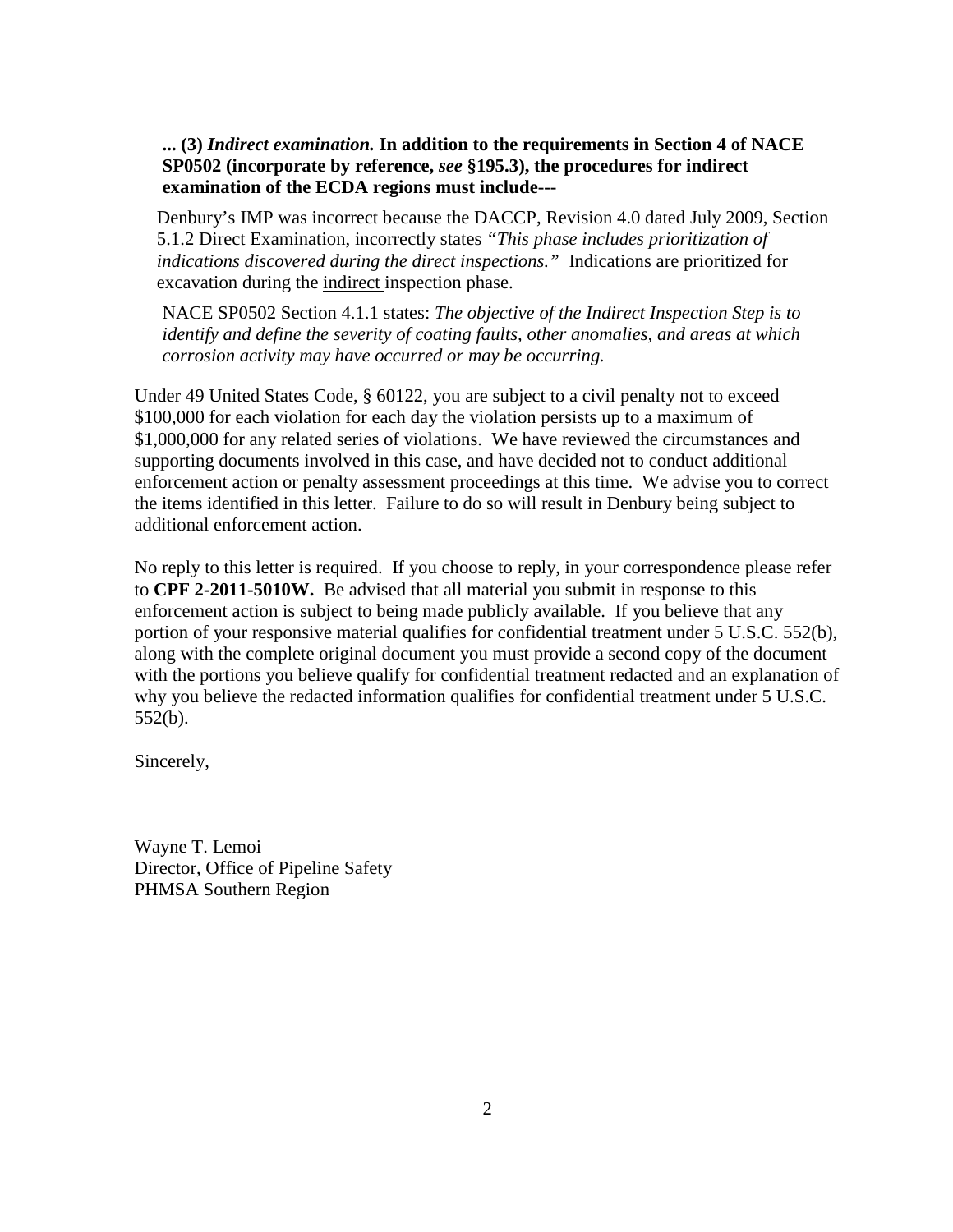**... (3) *Indirect examination.* In addition to the requirements in Section 4 of NACE SP0502 (incorporate by reference, *see* §195.3), the procedures for indirect examination of the ECDA regions must include---**

Denbury's IMP was incorrect because the DACCP, Revision 4.0 dated July 2009, Section 5.1.2 Direct Examination, incorrectly states *"This phase includes prioritization of indications discovered during the direct inspections."* Indications are prioritized for excavation during the indirect inspection phase.

NACE SP0502 Section 4.1.1 states: *The objective of the Indirect Inspection Step is to identify and define the severity of coating faults, other anomalies, and areas at which corrosion activity may have occurred or may be occurring.*

Under 49 United States Code, § 60122, you are subject to a civil penalty not to exceed $100,000 for each violation for each day the violation persists up to a maximum of $1,000,000 for any related series of violations. We have reviewed the circumstances and supporting documents involved in this case, and have decided not to conduct additional enforcement action or penalty assessment proceedings at this time. We advise you to correct the items identified in this letter. Failure to do so will result in Denbury being subject to additional enforcement action.

No reply to this letter is required. If you choose to reply, in your correspondence please refer to **CPF 2-2011-5010W.** Be advised that all material you submit in response to this enforcement action is subject to being made publicly available. If you believe that any portion of your responsive material qualifies for confidential treatment under 5 U.S.C. 552(b), along with the complete original document you must provide a second copy of the document with the portions you believe qualify for confidential treatment redacted and an explanation of why you believe the redacted information qualifies for confidential treatment under 5 U.S.C. 552(b).

Sincerely,

Wayne T. Lemoi
Director, Office of Pipeline Safety
PHMSA Southern Region